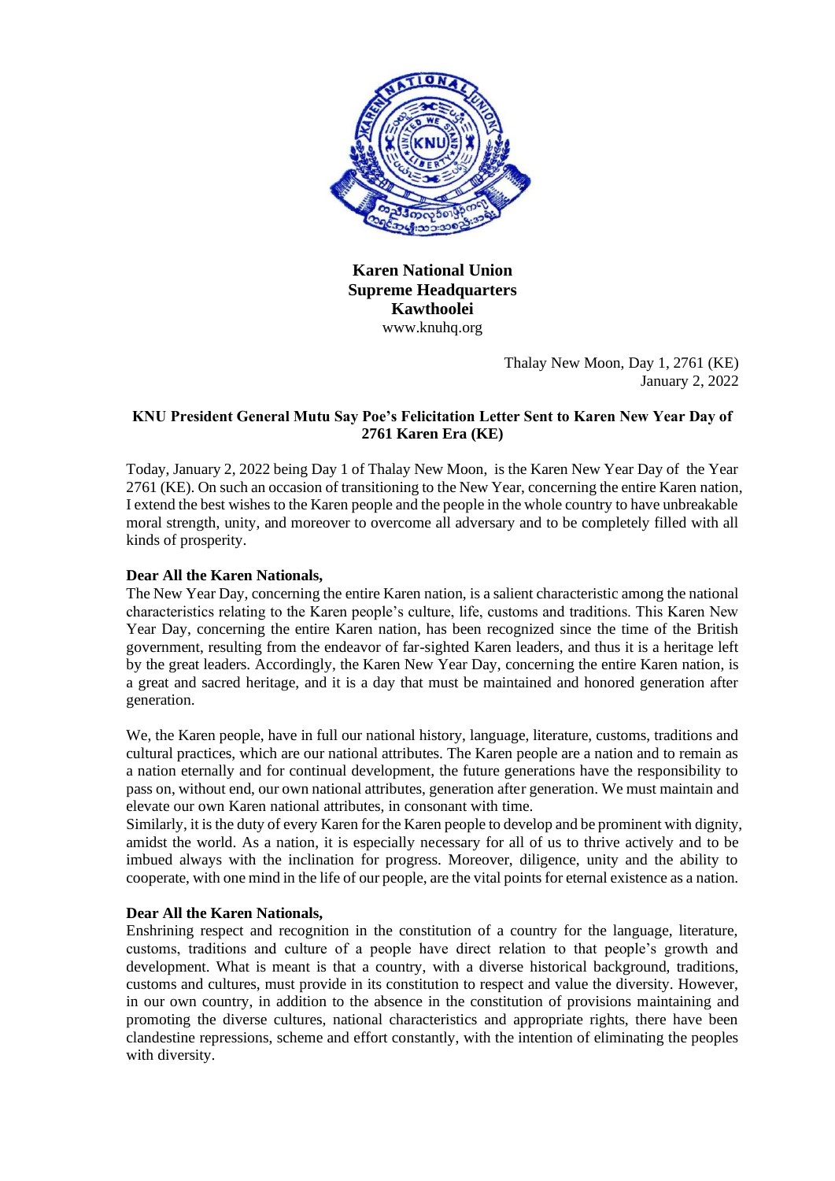**Karen National Union**
**Supreme Headquarters**
**Kawthoolei**
www.knuhq.org

Thalay New Moon, Day 1, 2761 (KE)
January 2, 2022

**KNU President General Mutu Say Poe's Felicitation Letter Sent to Karen New Year Day of 2761 Karen Era (KE)**

Today, January 2, 2022 being Day 1 of Thalay New Moon, is the Karen New Year Day of the Year 2761 (KE). On such an occasion of transitioning to the New Year, concerning the entire Karen nation, I extend the best wishes to the Karen people and the people in the whole country to have unbreakable moral strength, unity, and moreover to overcome all adversary and to be completely filled with all kinds of prosperity.

**Dear All the Karen Nationals,**

The New Year Day, concerning the entire Karen nation, is a salient characteristic among the national characteristics relating to the Karen people's culture, life, customs and traditions. This Karen New Year Day, concerning the entire Karen nation, has been recognized since the time of the British government, resulting from the endeavor of far-sighted Karen leaders, and thus it is a heritage left by the great leaders. Accordingly, the Karen New Year Day, concerning the entire Karen nation, is a great and sacred heritage, and it is a day that must be maintained and honored generation after generation.

We, the Karen people, have in full our national history, language, literature, customs, traditions and cultural practices, which are our national attributes. The Karen people are a nation and to remain as a nation eternally and for continual development, the future generations have the responsibility to pass on, without end, our own national attributes, generation after generation. We must maintain and elevate our own Karen national attributes, in consonant with time.

Similarly, it is the duty of every Karen for the Karen people to develop and be prominent with dignity, amidst the world. As a nation, it is especially necessary for all of us to thrive actively and to be imbued always with the inclination for progress. Moreover, diligence, unity and the ability to cooperate, with one mind in the life of our people, are the vital points for eternal existence as a nation.

**Dear All the Karen Nationals,**

Enshrining respect and recognition in the constitution of a country for the language, literature, customs, traditions and culture of a people have direct relation to that people's growth and development. What is meant is that a country, with a diverse historical background, traditions, customs and cultures, must provide in its constitution to respect and value the diversity. However, in our own country, in addition to the absence in the constitution of provisions maintaining and promoting the diverse cultures, national characteristics and appropriate rights, there have been clandestine repressions, scheme and effort constantly, with the intention of eliminating the peoples with diversity.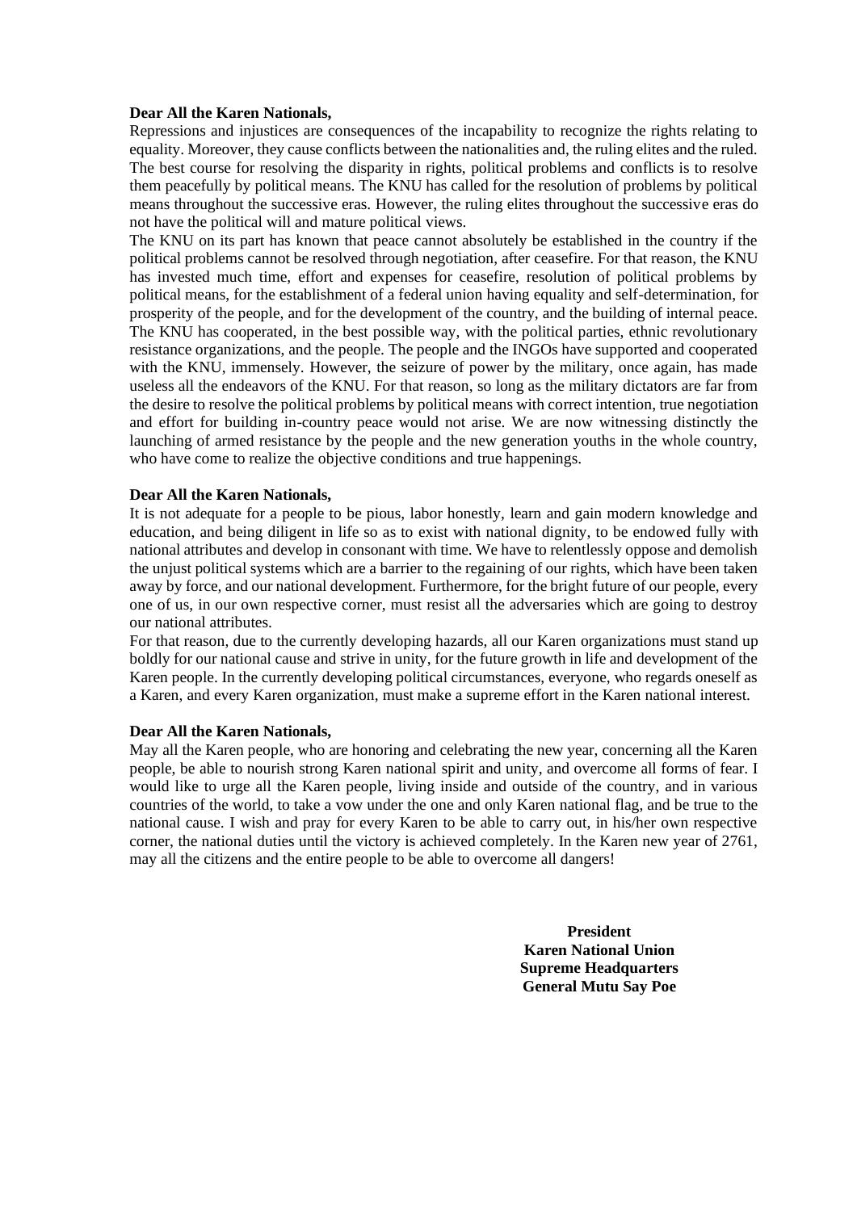**Dear All the Karen Nationals,**

Repressions and injustices are consequences of the incapability to recognize the rights relating to equality. Moreover, they cause conflicts between the nationalities and, the ruling elites and the ruled. The best course for resolving the disparity in rights, political problems and conflicts is to resolve them peacefully by political means. The KNU has called for the resolution of problems by political means throughout the successive eras. However, the ruling elites throughout the successive eras do not have the political will and mature political views.

The KNU on its part has known that peace cannot absolutely be established in the country if the political problems cannot be resolved through negotiation, after ceasefire. For that reason, the KNU has invested much time, effort and expenses for ceasefire, resolution of political problems by political means, for the establishment of a federal union having equality and self-determination, for prosperity of the people, and for the development of the country, and the building of internal peace. The KNU has cooperated, in the best possible way, with the political parties, ethnic revolutionary resistance organizations, and the people. The people and the INGOs have supported and cooperated with the KNU, immensely. However, the seizure of power by the military, once again, has made useless all the endeavors of the KNU. For that reason, so long as the military dictators are far from the desire to resolve the political problems by political means with correct intention, true negotiation and effort for building in-country peace would not arise. We are now witnessing distinctly the launching of armed resistance by the people and the new generation youths in the whole country, who have come to realize the objective conditions and true happenings.

**Dear All the Karen Nationals,**

It is not adequate for a people to be pious, labor honestly, learn and gain modern knowledge and education, and being diligent in life so as to exist with national dignity, to be endowed fully with national attributes and develop in consonant with time. We have to relentlessly oppose and demolish the unjust political systems which are a barrier to the regaining of our rights, which have been taken away by force, and our national development. Furthermore, for the bright future of our people, every one of us, in our own respective corner, must resist all the adversaries which are going to destroy our national attributes.

For that reason, due to the currently developing hazards, all our Karen organizations must stand up boldly for our national cause and strive in unity, for the future growth in life and development of the Karen people. In the currently developing political circumstances, everyone, who regards oneself as a Karen, and every Karen organization, must make a supreme effort in the Karen national interest.

**Dear All the Karen Nationals,**

May all the Karen people, who are honoring and celebrating the new year, concerning all the Karen people, be able to nourish strong Karen national spirit and unity, and overcome all forms of fear. I would like to urge all the Karen people, living inside and outside of the country, and in various countries of the world, to take a vow under the one and only Karen national flag, and be true to the national cause. I wish and pray for every Karen to be able to carry out, in his/her own respective corner, the national duties until the victory is achieved completely. In the Karen new year of 2761, may all the citizens and the entire people to be able to overcome all dangers!

**President**
**Karen National Union**
**Supreme Headquarters**
**General Mutu Say Poe**